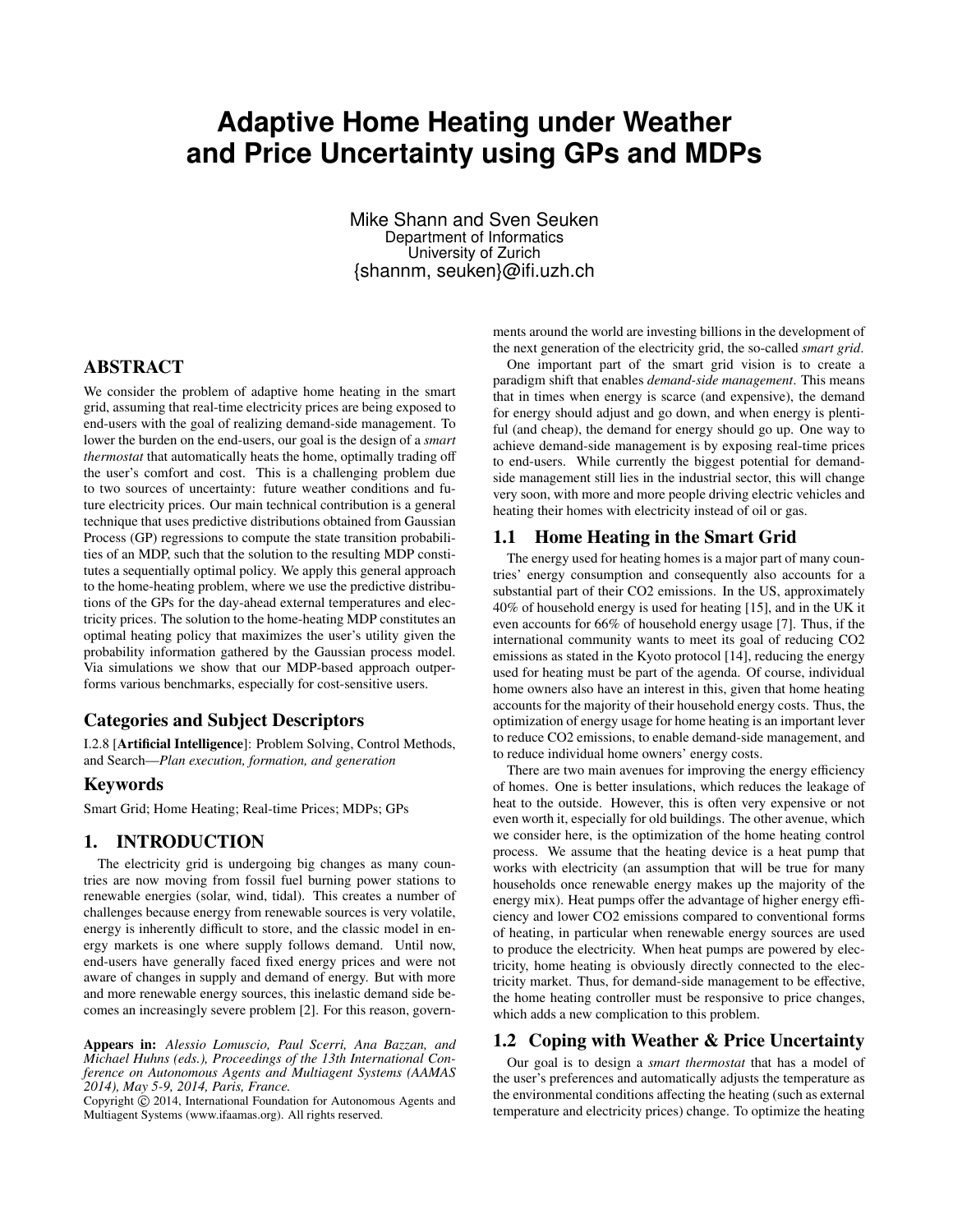# Adaptive Home Heating under Weather and Price Uncertainty using GPs and MDPs

Mike Shann and Sven Seuken
Department of Informatics
University of Zurich
{shannm, seuken}@ifi.uzh.ch

## ABSTRACT

We consider the problem of adaptive home heating in the smart grid, assuming that real-time electricity prices are being exposed to end-users with the goal of realizing demand-side management. To lower the burden on the end-users, our goal is the design of a *smart thermostat* that automatically heats the home, optimally trading off the user's comfort and cost. This is a challenging problem due to two sources of uncertainty: future weather conditions and future electricity prices. Our main technical contribution is a general technique that uses predictive distributions obtained from Gaussian Process (GP) regressions to compute the state transition probabilities of an MDP, such that the solution to the resulting MDP constitutes a sequentially optimal policy. We apply this general approach to the home-heating problem, where we use the predictive distributions of the GPs for the day-ahead external temperatures and electricity prices. The solution to the home-heating MDP constitutes an optimal heating policy that maximizes the user's utility given the probability information gathered by the Gaussian process model. Via simulations we show that our MDP-based approach outperforms various benchmarks, especially for cost-sensitive users.

### Categories and Subject Descriptors

I.2.8 [**Artificial Intelligence**]: Problem Solving, Control Methods, and Search—*Plan execution, formation, and generation*

### Keywords

Smart Grid; Home Heating; Real-time Prices; MDPs; GPs

## 1. INTRODUCTION

The electricity grid is undergoing big changes as many countries are now moving from fossil fuel burning power stations to renewable energies (solar, wind, tidal). This creates a number of challenges because energy from renewable sources is very volatile, energy is inherently difficult to store, and the classic model in energy markets is one where supply follows demand. Until now, end-users have generally faced fixed energy prices and were not aware of changes in supply and demand of energy. But with more and more renewable energy sources, this inelastic demand side becomes an increasingly severe problem [2]. For this reason, governments around the world are investing billions in the development of the next generation of the electricity grid, the so-called *smart grid*.

One important part of the smart grid vision is to create a paradigm shift that enables *demand-side management*. This means that in times when energy is scarce (and expensive), the demand for energy should adjust and go down, and when energy is plentiful (and cheap), the demand for energy should go up. One way to achieve demand-side management is by exposing real-time prices to end-users. While currently the biggest potential for demand-side management still lies in the industrial sector, this will change very soon, with more and more people driving electric vehicles and heating their homes with electricity instead of oil or gas.

### 1.1 Home Heating in the Smart Grid

The energy used for heating homes is a major part of many countries' energy consumption and consequently also accounts for a substantial part of their CO2 emissions. In the US, approximately 40% of household energy is used for heating [15], and in the UK it even accounts for 66% of household energy usage [7]. Thus, if the international community wants to meet its goal of reducing CO2 emissions as stated in the Kyoto protocol [14], reducing the energy used for heating must be part of the agenda. Of course, individual home owners also have an interest in this, given that home heating accounts for the majority of their household energy costs. Thus, the optimization of energy usage for home heating is an important lever to reduce CO2 emissions, to enable demand-side management, and to reduce individual home owners' energy costs.

There are two main avenues for improving the energy efficiency of homes. One is better insulations, which reduces the leakage of heat to the outside. However, this is often very expensive or not even worth it, especially for old buildings. The other avenue, which we consider here, is the optimization of the home heating control process. We assume that the heating device is a heat pump that works with electricity (an assumption that will be true for many households once renewable energy makes up the majority of the energy mix). Heat pumps offer the advantage of higher energy efficiency and lower CO2 emissions compared to conventional forms of heating, in particular when renewable energy sources are used to produce the electricity. When heat pumps are powered by electricity, home heating is obviously directly connected to the electricity market. Thus, for demand-side management to be effective, the home heating controller must be responsive to price changes, which adds a new complication to this problem.

### 1.2 Coping with Weather & Price Uncertainty

Our goal is to design a *smart thermostat* that has a model of the user's preferences and automatically adjusts the temperature as the environmental conditions affecting the heating (such as external temperature and electricity prices) change. To optimize the heating

**Appears in:** *Alessio Lomuscio, Paul Scerri, Ana Bazzan, and Michael Huhns (eds.), Proceedings of the 13th International Conference on Autonomous Agents and Multiagent Systems (AAMAS 2014), May 5-9, 2014, Paris, France.*
Copyright © 2014, International Foundation for Autonomous Agents and Multiagent Systems (www.ifaamas.org). All rights reserved.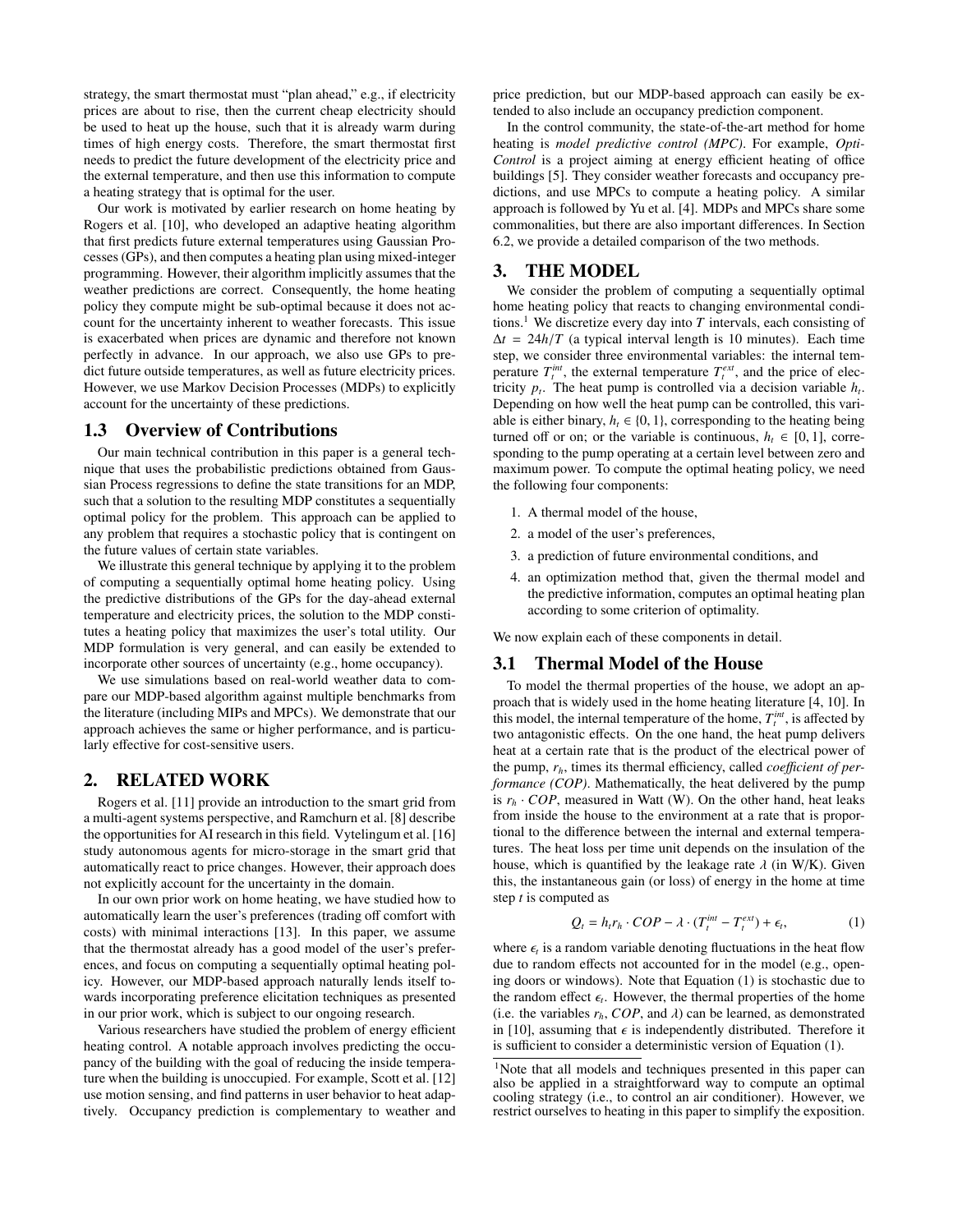strategy, the smart thermostat must "plan ahead," e.g., if electricity prices are about to rise, then the current cheap electricity should be used to heat up the house, such that it is already warm during times of high energy costs. Therefore, the smart thermostat first needs to predict the future development of the electricity price and the external temperature, and then use this information to compute a heating strategy that is optimal for the user.

Our work is motivated by earlier research on home heating by Rogers et al. [10], who developed an adaptive heating algorithm that first predicts future external temperatures using Gaussian Processes (GPs), and then computes a heating plan using mixed-integer programming. However, their algorithm implicitly assumes that the weather predictions are correct. Consequently, the home heating policy they compute might be sub-optimal because it does not account for the uncertainty inherent to weather forecasts. This issue is exacerbated when prices are dynamic and therefore not known perfectly in advance. In our approach, we also use GPs to predict future outside temperatures, as well as future electricity prices. However, we use Markov Decision Processes (MDPs) to explicitly account for the uncertainty of these predictions.

## 1.3 Overview of Contributions

Our main technical contribution in this paper is a general technique that uses the probabilistic predictions obtained from Gaussian Process regressions to define the state transitions for an MDP, such that a solution to the resulting MDP constitutes a sequentially optimal policy for the problem. This approach can be applied to any problem that requires a stochastic policy that is contingent on the future values of certain state variables.

We illustrate this general technique by applying it to the problem of computing a sequentially optimal home heating policy. Using the predictive distributions of the GPs for the day-ahead external temperature and electricity prices, the solution to the MDP constitutes a heating policy that maximizes the user's total utility. Our MDP formulation is very general, and can easily be extended to incorporate other sources of uncertainty (e.g., home occupancy).

We use simulations based on real-world weather data to compare our MDP-based algorithm against multiple benchmarks from the literature (including MIPs and MPCs). We demonstrate that our approach achieves the same or higher performance, and is particularly effective for cost-sensitive users.

# 2. RELATED WORK

Rogers et al. [11] provide an introduction to the smart grid from a multi-agent systems perspective, and Ramchurn et al. [8] describe the opportunities for AI research in this field. Vytelingum et al. [16] study autonomous agents for micro-storage in the smart grid that automatically react to price changes. However, their approach does not explicitly account for the uncertainty in the domain.

In our own prior work on home heating, we have studied how to automatically learn the user's preferences (trading off comfort with costs) with minimal interactions [13]. In this paper, we assume that the thermostat already has a good model of the user's preferences, and focus on computing a sequentially optimal heating policy. However, our MDP-based approach naturally lends itself towards incorporating preference elicitation techniques as presented in our prior work, which is subject to our ongoing research.

Various researchers have studied the problem of energy efficient heating control. A notable approach involves predicting the occupancy of the building with the goal of reducing the inside temperature when the building is unoccupied. For example, Scott et al. [12] use motion sensing, and find patterns in user behavior to heat adaptively. Occupancy prediction is complementary to weather and price prediction, but our MDP-based approach can easily be extended to also include an occupancy prediction component.

In the control community, the state-of-the-art method for home heating is *model predictive control (MPC)*. For example, *Opti-Control* is a project aiming at energy efficient heating of office buildings [5]. They consider weather forecasts and occupancy predictions, and use MPCs to compute a heating policy. A similar approach is followed by Yu et al. [4]. MDPs and MPCs share some commonalities, but there are also important differences. In Section 6.2, we provide a detailed comparison of the two methods.

# 3. THE MODEL

We consider the problem of computing a sequentially optimal home heating policy that reacts to changing environmental conditions.[1] We discretize every day into $T$ intervals, each consisting of $\Delta t = 24h/T$ (a typical interval length is 10 minutes). Each time step, we consider three environmental variables: the internal temperature $T_t^{int}$, the external temperature $T_t^{ext}$, and the price of electricity $p_t$. The heat pump is controlled via a decision variable $h_t$. Depending on how well the heat pump can be controlled, this variable is either binary, $h_t \in \{0, 1\}$, corresponding to the heating being turned off or on; or the variable is continuous, $h_t \in [0, 1]$, corresponding to the pump operating at a certain level between zero and maximum power. To compute the optimal heating policy, we need the following four components:

1. A thermal model of the house,
2. a model of the user's preferences,
3. a prediction of future environmental conditions, and
4. an optimization method that, given the thermal model and the predictive information, computes an optimal heating plan according to some criterion of optimality.

We now explain each of these components in detail.

## 3.1 Thermal Model of the House

To model the thermal properties of the house, we adopt an approach that is widely used in the home heating literature [4, 10]. In this model, the internal temperature of the home, $T_t^{int}$, is affected by two antagonistic effects. On the one hand, the heat pump delivers heat at a certain rate that is the product of the electrical power of the pump, $r_h$, times its thermal efficiency, called *coefficient of performance (COP)*. Mathematically, the heat delivered by the pump is $r_h \cdot COP$, measured in Watt (W). On the other hand, heat leaks from inside the house to the environment at a rate that is proportional to the difference between the internal and external temperatures. The heat loss per time unit depends on the insulation of the house, which is quantified by the leakage rate $\lambda$ (in W/K). Given this, the instantaneous gain (or loss) of energy in the home at time step $t$ is computed as

$$Q_t = h_t r_h \cdot COP - \lambda \cdot (T_t^{int} - T_t^{ext}) + \epsilon_t, \tag{1}$$

where $\epsilon_t$ is a random variable denoting fluctuations in the heat flow due to random effects not accounted for in the model (e.g., opening doors or windows). Note that Equation (1) is stochastic due to the random effect $\epsilon_t$. However, the thermal properties of the home (i.e. the variables $r_h$, $COP$, and $\lambda$) can be learned, as demonstrated in [10], assuming that $\epsilon$ is independently distributed. Therefore it is sufficient to consider a deterministic version of Equation (1).

[1] Note that all models and techniques presented in this paper can also be applied in a straightforward way to compute an optimal cooling strategy (i.e., to control an air conditioner). However, we restrict ourselves to heating in this paper to simplify the exposition.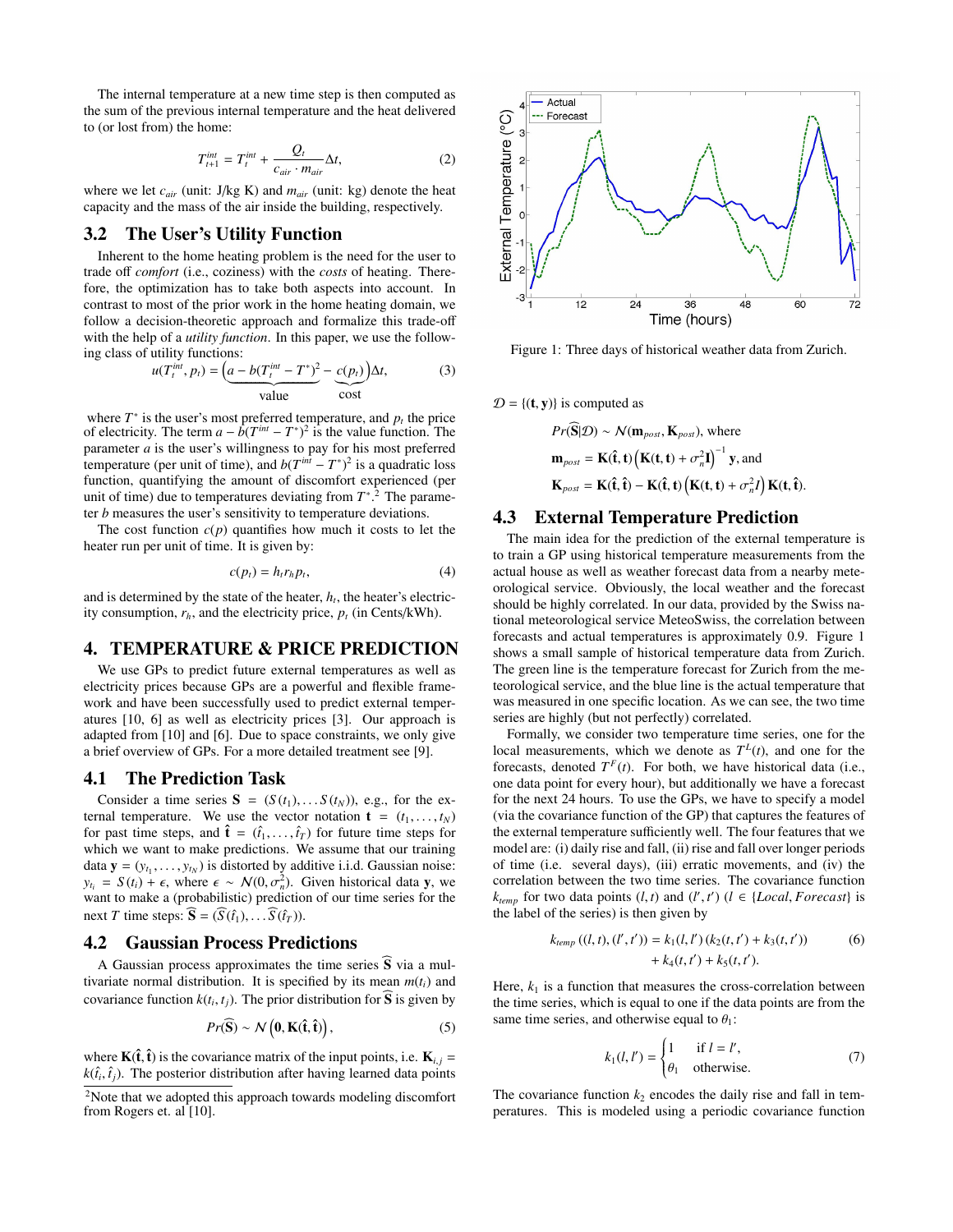The internal temperature at a new time step is then computed as the sum of the previous internal temperature and the heat delivered to (or lost from) the home:

$$T_{t+1}^{int} = T_t^{int} + \frac{Q_t}{c_{air} \cdot m_{air}} \Delta t, \tag{2}$$

where we let $c_{air}$ (unit: J/kg K) and $m_{air}$ (unit: kg) denote the heat capacity and the mass of the air inside the building, respectively.

## 3.2 The User's Utility Function

Inherent to the home heating problem is the need for the user to trade off *comfort* (i.e., coziness) with the *costs* of heating. Therefore, the optimization has to take both aspects into account. In contrast to most of the prior work in the home heating domain, we follow a decision-theoretic approach and formalize this trade-off with the help of a *utility function*. In this paper, we use the following class of utility functions:

$$u(T_t^{int}, p_t) = \Big(\underbrace{a - b(T_t^{int} - T^*)^2}_{\text{value}} - \underbrace{c(p_t)}_{\text{cost}}\Big)\Delta t, \tag{3}$$

where $T^*$ is the user's most preferred temperature, and $p_t$ the price of electricity. The term $a - b(T^{int} - T^*)^2$ is the value function. The parameter $a$ is the user's willingness to pay for his most preferred temperature (per unit of time), and $b(T^{int} - T^*)^2$ is a quadratic loss function, quantifying the amount of discomfort experienced (per unit of time) due to temperatures deviating from $T^*$.[2] The parameter $b$ measures the user's sensitivity to temperature deviations.

The cost function $c(p)$ quantifies how much it costs to let the heater run per unit of time. It is given by:

$$c(p_t) = h_t r_h p_t, \tag{4}$$

and is determined by the state of the heater, $h_t$, the heater's electricity consumption, $r_h$, and the electricity price, $p_t$ (in Cents/kWh).

# 4. TEMPERATURE & PRICE PREDICTION

We use GPs to predict future external temperatures as well as electricity prices because GPs are a powerful and flexible framework and have been successfully used to predict external temperatures [10, 6] as well as electricity prices [3]. Our approach is adapted from [10] and [6]. Due to space constraints, we only give a brief overview of GPs. For a more detailed treatment see [9].

## 4.1 The Prediction Task

Consider a time series $\mathbf{S} = (S(t_1), \dots S(t_N))$, e.g., for the external temperature. We use the vector notation $\mathbf{t} = (t_1, \dots, t_N)$ for past time steps, and $\hat{\mathbf{t}} = (\hat{t}_1, \dots, \hat{t}_T)$ for future time steps for which we want to make predictions. We assume that our training data $\mathbf{y} = (y_{t_1}, \dots, y_{t_N})$ is distorted by additive i.i.d. Gaussian noise: $y_{t_i} = S(t_i) + \epsilon$, where $\epsilon \sim \mathcal{N}(0, \sigma_n^2)$. Given historical data $\mathbf{y}$, we want to make a (probabilistic) prediction of our time series for the next $T$ time steps: $\widehat{\mathbf{S}} = (\widehat{S}(\hat{t}_1), \dots \widehat{S}(\hat{t}_T))$.

## 4.2 Gaussian Process Predictions

A Gaussian process approximates the time series $\widehat{\mathbf{S}}$ via a multivariate normal distribution. It is specified by its mean $m(t_i)$ and covariance function $k(t_i, t_j)$. The prior distribution for $\widehat{\mathbf{S}}$ is given by

$$Pr(\widehat{\mathbf{S}}) \sim \mathcal{N}\left(\mathbf{0}, \mathbf{K}(\hat{\mathbf{t}}, \hat{\mathbf{t}})\right), \tag{5}$$

where $\mathbf{K}(\hat{\mathbf{t}}, \hat{\mathbf{t}})$ is the covariance matrix of the input points, i.e. $\mathbf{K}_{i,j} = k(\hat{t}_i, \hat{t}_j)$. The posterior distribution after having learned data points $\mathcal{D} = \{(\mathbf{t}, \mathbf{y})\}$ is computed as

$$Pr(\widehat{\mathbf{S}}|\mathcal{D}) \sim \mathcal{N}(\mathbf{m}_{post}, \mathbf{K}_{post}), \text{ where}$$

$$\mathbf{m}_{post} = \mathbf{K}(\hat{\mathbf{t}}, \mathbf{t})\left(\mathbf{K}(\mathbf{t}, \mathbf{t}) + \sigma_n^2 \mathbf{I}\right)^{-1} \mathbf{y}, \text{ and}$$

$$\mathbf{K}_{post} = \mathbf{K}(\hat{\mathbf{t}}, \hat{\mathbf{t}}) - \mathbf{K}(\hat{\mathbf{t}}, \mathbf{t})\left(\mathbf{K}(\mathbf{t}, \mathbf{t}) + \sigma_n^2 I\right)\mathbf{K}(\mathbf{t}, \hat{\mathbf{t}}).$$

[2] Note that we adopted this approach towards modeling discomfort from Rogers et. al [10].

Figure 1: Three days of historical weather data from Zurich.

## 4.3 External Temperature Prediction

The main idea for the prediction of the external temperature is to train a GP using historical temperature measurements from the actual house as well as weather forecast data from a nearby meteorological service. Obviously, the local weather and the forecast should be highly correlated. In our data, provided by the Swiss national meteorological service MeteoSwiss, the correlation between forecasts and actual temperatures is approximately 0.9. Figure 1 shows a small sample of historical temperature data from Zurich. The green line is the temperature forecast for Zurich from the meteorological service, and the blue line is the actual temperature that was measured in one specific location. As we can see, the two time series are highly (but not perfectly) correlated.

Formally, we consider two temperature time series, one for the local measurements, which we denote as $T^L(t)$, and one for the forecasts, denoted $T^F(t)$. For both, we have historical data (i.e., one data point for every hour), but additionally we have a forecast for the next 24 hours. To use the GPs, we have to specify a model (via the covariance function of the GP) that captures the features of the external temperature sufficiently well. The four features that we model are: (i) daily rise and fall, (ii) rise and fall over longer periods of time (i.e. several days), (iii) erratic movements, and (iv) the correlation between the two time series. The covariance function $k_{temp}$ for two data points $(l, t)$ and $(l', t')$ ($l \in \{Local, Forecast\}$ is the label of the series) is then given by

$$k_{temp}((l, t), (l', t')) = k_1(l, l')\,(k_2(t, t') + k_3(t, t')) + k_4(t, t') + k_5(t, t'). \tag{6}$$

Here, $k_1$ is a function that measures the cross-correlation between the time series, which is equal to one if the data points are from the same time series, and otherwise equal to $\theta_1$:

$$k_1(l, l') = \begin{cases} 1 & \text{if } l = l', \\ \theta_1 & \text{otherwise.} \end{cases} \tag{7}$$

The covariance function $k_2$ encodes the daily rise and fall in temperatures. This is modeled using a periodic covariance function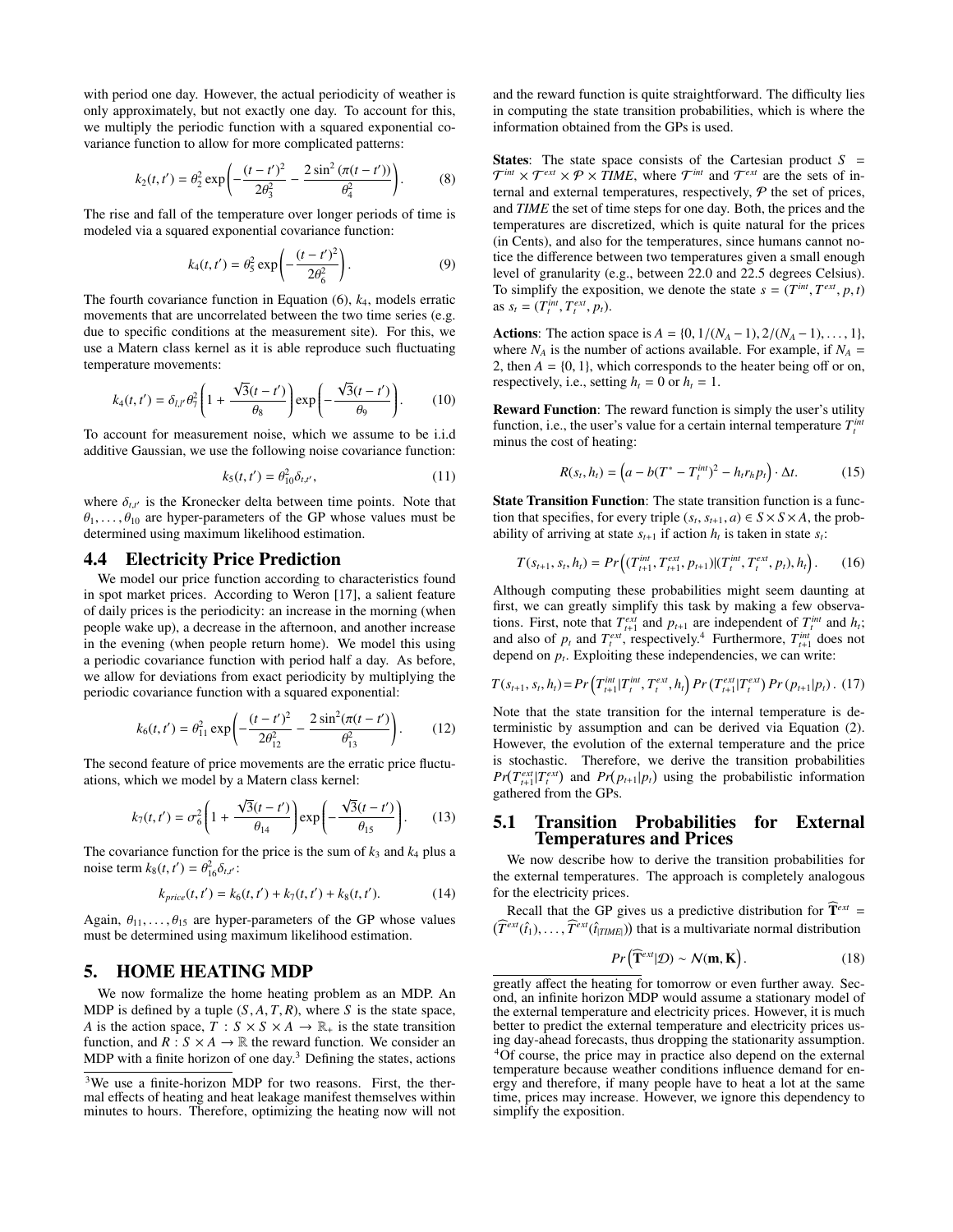with period one day. However, the actual periodicity of weather is only approximately, but not exactly one day. To account for this, we multiply the periodic function with a squared exponential covariance function to allow for more complicated patterns:

$$k_2(t,t') = \theta_2^2 \exp\left(-\frac{(t-t')^2}{2\theta_3^2} - \frac{2\sin^2(\pi(t-t'))}{\theta_4^2}\right). \quad (8)$$

The rise and fall of the temperature over longer periods of time is modeled via a squared exponential covariance function:

$$k_4(t,t') = \theta_5^2 \exp\left(-\frac{(t-t')^2}{2\theta_6^2}\right). \quad (9)$$

The fourth covariance function in Equation (6), $k_4$, models erratic movements that are uncorrelated between the two time series (e.g. due to specific conditions at the measurement site). For this, we use a Matern class kernel as it is able reproduce such fluctuating temperature movements:

$$k_4(t,t') = \delta_{l,l'}\theta_7^2\left(1 + \frac{\sqrt{3}(t-t')}{\theta_8}\right)\exp\left(-\frac{\sqrt{3}(t-t')}{\theta_9}\right). \quad (10)$$

To account for measurement noise, which we assume to be i.i.d additive Gaussian, we use the following noise covariance function:

$$k_5(t,t') = \theta_{10}^2 \delta_{t,t'}, \quad (11)$$

where $\delta_{t,t'}$ is the Kronecker delta between time points. Note that $\theta_1, \ldots, \theta_{10}$ are hyper-parameters of the GP whose values must be determined using maximum likelihood estimation.

## 4.4 Electricity Price Prediction

We model our price function according to characteristics found in spot market prices. According to Weron [17], a salient feature of daily prices is the periodicity: an increase in the morning (when people wake up), a decrease in the afternoon, and another increase in the evening (when people return home). We model this using a periodic covariance function with period half a day. As before, we allow for deviations from exact periodicity by multiplying the periodic covariance function with a squared exponential:

$$k_6(t,t') = \theta_{11}^2 \exp\left(-\frac{(t-t')^2}{2\theta_{12}^2} - \frac{2\sin^2(\pi(t-t'))}{\theta_{13}^2}\right). \quad (12)$$

The second feature of price movements are the erratic price fluctuations, which we model by a Matern class kernel:

$$k_7(t,t') = \sigma_6^2\left(1 + \frac{\sqrt{3}(t-t')}{\theta_{14}}\right)\exp\left(-\frac{\sqrt{3}(t-t')}{\theta_{15}}\right). \quad (13)$$

The covariance function for the price is the sum of $k_3$ and $k_4$ plus a noise term $k_8(t,t') = \theta_{16}^2\delta_{t,t'}$:

$$k_{price}(t,t') = k_6(t,t') + k_7(t,t') + k_8(t,t'). \quad (14)$$

Again, $\theta_{11}, \ldots, \theta_{15}$ are hyper-parameters of the GP whose values must be determined using maximum likelihood estimation.

# 5. HOME HEATING MDP

We now formalize the home heating problem as an MDP. An MDP is defined by a tuple $(S, A, T, R)$, where $S$ is the state space, $A$ is the action space, $T : S \times S \times A \to \mathbb{R}_+$ is the state transition function, and $R : S \times A \to \mathbb{R}$ the reward function. We consider an MDP with a finite horizon of one day.[3] Defining the states, actions and the reward function is quite straightforward. The difficulty lies in computing the state transition probabilities, which is where the information obtained from the GPs is used.

**States**: The state space consists of the Cartesian product $S = \mathcal{T}^{int} \times \mathcal{T}^{ext} \times \mathcal{P} \times TIME$, where $\mathcal{T}^{int}$ and $\mathcal{T}^{ext}$ are the sets of internal and external temperatures, respectively, $\mathcal{P}$ the set of prices, and *TIME* the set of time steps for one day. Both, the prices and the temperatures are discretized, which is quite natural for the prices (in Cents), and also for the temperatures, since humans cannot notice the difference between two temperatures given a small enough level of granularity (e.g., between 22.0 and 22.5 degrees Celsius). To simplify the exposition, we denote the state $s = (T^{int}, T^{ext}, p, t)$ as $s_t = (T_t^{int}, T_t^{ext}, p_t)$.

**Actions**: The action space is $A = \{0, 1/(N_A - 1), 2/(N_A - 1), \ldots, 1\}$, where $N_A$ is the number of actions available. For example, if $N_A = 2$, then $A = \{0, 1\}$, which corresponds to the heater being off or on, respectively, i.e., setting $h_t = 0$ or $h_t = 1$.

**Reward Function**: The reward function is simply the user's utility function, i.e., the user's value for a certain internal temperature $T_t^{int}$ minus the cost of heating:

$$R(s_t, h_t) = \left(a - b(T^* - T_t^{int})^2 - h_t r_h p_t\right) \cdot \Delta t. \quad (15)$$

**State Transition Function**: The state transition function is a function that specifies, for every triple $(s_t, s_{t+1}, a) \in S \times S \times A$, the probability of arriving at state $s_{t+1}$ if action $h_t$ is taken in state $s_t$:

$$T(s_{t+1}, s_t, h_t) = Pr\left((T_{t+1}^{int}, T_{t+1}^{ext}, p_{t+1}) | (T_t^{int}, T_t^{ext}, p_t), h_t\right). \quad (16)$$

Although computing these probabilities might seem daunting at first, we can greatly simplify this task by making a few observations. First, note that $T_{t+1}^{ext}$ and $p_{t+1}$ are independent of $T_t^{int}$ and $h_t$; and also of $p_t$ and $T_t^{ext}$, respectively.[4] Furthermore, $T_{t+1}^{int}$ does not depend on $p_t$. Exploiting these independencies, we can write:

$$T(s_{t+1}, s_t, h_t) = Pr\left(T_{t+1}^{int} | T_t^{int}, T_t^{ext}, h_t\right) Pr\left(T_{t+1}^{ext} | T_t^{ext}\right) Pr\left(p_{t+1} | p_t\right). \quad (17)$$

Note that the state transition for the internal temperature is deterministic by assumption and can be derived via Equation (2). However, the evolution of the external temperature and the price is stochastic. Therefore, we derive the transition probabilities $Pr(T_{t+1}^{ext} | T_t^{ext})$ and $Pr(p_{t+1} | p_t)$ using the probabilistic information gathered from the GPs.

## 5.1 Transition Probabilities for External Temperatures and Prices

We now describe how to derive the transition probabilities for the external temperatures. The approach is completely analogous for the electricity prices.

Recall that the GP gives us a predictive distribution for $\widehat{\mathbf{T}}^{ext} = (\widehat{T}^{ext}(\hat{t}_1), \ldots, \widehat{T}^{ext}(\hat{t}_{|TIME|}))$ that is a multivariate normal distribution

$$Pr\left(\widehat{\mathbf{T}}^{ext} | \mathcal{D}\right) \sim \mathcal{N}(\mathbf{m}, \mathbf{K}). \quad (18)$$

[3] We use a finite-horizon MDP for two reasons. First, the thermal effects of heating and heat leakage manifest themselves within minutes to hours. Therefore, optimizing the heating now will not greatly affect the heating for tomorrow or even further away. Second, an infinite horizon MDP would assume a stationary model of the external temperature and electricity prices. However, it is much better to predict the external temperature and electricity prices using day-ahead forecasts, thus dropping the stationarity assumption.

[4] Of course, the price may in practice also depend on the external temperature because weather conditions influence demand for energy and therefore, if many people have to heat a lot at the same time, prices may increase. However, we ignore this dependency to simplify the exposition.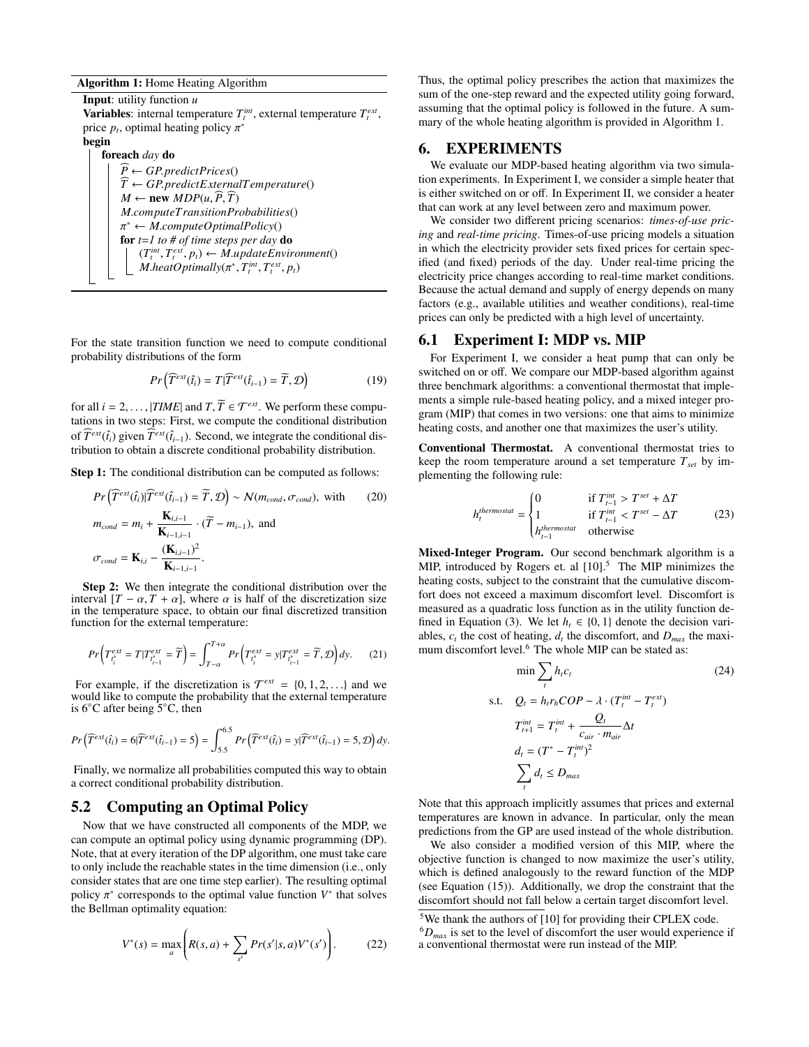**Algorithm 1:** Home Heating Algorithm

```
Input: utility function u
Variables: internal temperature T_t^int, external temperature T_t^ext,
price p_t, optimal heating policy π*
begin
    foreach day do
        P̂ ← GP.predictPrices()
        T̂ ← GP.predictExternalTemperature()
        M ← new MDP(u, P̂, T̂)
        M.computeTransitionProbabilities()
        π* ← M.computeOptimalPolicy()
        for t=1 to # of time steps per day do
            (T_t^int, T_t^ext, p_t) ← M.updateEnvironment()
            M.heatOptimally(π*, T_t^int, T_t^ext, p_t)
```

For the state transition function we need to compute conditional probability distributions of the form

$$Pr\left(\widehat{T}^{ext}(\hat{t}_i) = T | \widehat{T}^{ext}(\hat{t}_{i-1}) = \widetilde{T}, \mathcal{D}\right) \tag{19}$$

for all $i = 2, \ldots, |TIME|$ and $T, \widetilde{T} \in \mathcal{T}^{ext}$. We perform these computations in two steps: First, we compute the conditional distribution of $\widehat{T}^{ext}(\hat{t}_i)$ given $\widehat{T}^{ext}(\hat{t}_{i-1})$. Second, we integrate the conditional distribution to obtain a discrete conditional probability distribution.

**Step 1:** The conditional distribution can be computed as follows:

$$Pr\left(\widehat{T}^{ext}(\hat{t}_i) | \widehat{T}^{ext}(\hat{t}_{i-1}) = \widetilde{T}, \mathcal{D}\right) \sim \mathcal{N}(m_{cond}, \sigma_{cond}), \text{ with} \tag{20}$$

$$m_{cond} = m_i + \frac{\mathbf{K}_{i,i-1}}{\mathbf{K}_{i-1,i-1}} \cdot (\widetilde{T} - m_{i-1}), \text{ and}$$

$$\sigma_{cond} = \mathbf{K}_{i,i} - \frac{(\mathbf{K}_{i,i-1})^2}{\mathbf{K}_{i-1,i-1}}.$$

**Step 2:** We then integrate the conditional distribution over the interval $[T - \alpha, T + \alpha]$, where $\alpha$ is half of the discretization size in the temperature space, to obtain our final discretized transition function for the external temperature:

$$Pr\left(T^{ext}_{t^*_i} = T | T^{ext}_{t^*_{i-1}} = \widetilde{T}\right) = \int_{T-\alpha}^{T+\alpha} Pr\left(T^{ext}_{t^*_i} = y | T^{ext}_{t^*_{i-1}} = \widetilde{T}, \mathcal{D}\right) dy. \tag{21}$$

For example, if the discretization is $\mathcal{T}^{ext} = \{0, 1, 2, \ldots\}$ and we would like to compute the probability that the external temperature is 6°C after being 5°C, then

$$Pr\left(\widehat{T}^{ext}(\hat{t}_i) = 6 | \widehat{T}^{ext}(\hat{t}_{i-1}) = 5\right) = \int_{5.5}^{6.5} Pr\left(\widehat{T}^{ext}(\hat{t}_i) = y | \widehat{T}^{ext}(\hat{t}_{i-1}) = 5, \mathcal{D}\right) dy.$$

Finally, we normalize all probabilities computed this way to obtain a correct conditional probability distribution.

## 5.2 Computing an Optimal Policy

Now that we have constructed all components of the MDP, we can compute an optimal policy using dynamic programming (DP). Note, that at every iteration of the DP algorithm, one must take care to only include the reachable states in the time dimension (i.e., only consider states that are one time step earlier). The resulting optimal policy $\pi^*$ corresponds to the optimal value function $V^*$ that solves the Bellman optimality equation:

$$V^*(s) = \max_a \left( R(s, a) + \sum_{s'} Pr(s'|s, a) V^*(s') \right). \tag{22}$$

Thus, the optimal policy prescribes the action that maximizes the sum of the one-step reward and the expected utility going forward, assuming that the optimal policy is followed in the future. A summary of the whole heating algorithm is provided in Algorithm 1.

# 6. EXPERIMENTS

We evaluate our MDP-based heating algorithm via two simulation experiments. In Experiment I, we consider a simple heater that is either switched on or off. In Experiment II, we consider a heater that can work at any level between zero and maximum power.

We consider two different pricing scenarios: *times-of-use pricing* and *real-time pricing*. Times-of-use pricing models a situation in which the electricity provider sets fixed prices for certain specified (and fixed) periods of the day. Under real-time pricing the electricity price changes according to real-time market conditions. Because the actual demand and supply of energy depends on many factors (e.g., available utilities and weather conditions), real-time prices can only be predicted with a high level of uncertainty.

## 6.1 Experiment I: MDP vs. MIP

For Experiment I, we consider a heat pump that can only be switched on or off. We compare our MDP-based algorithm against three benchmark algorithms: a conventional thermostat that implements a simple rule-based heating policy, and a mixed integer program (MIP) that comes in two versions: one that aims to minimize heating costs, and another one that maximizes the user's utility.

**Conventional Thermostat.** A conventional thermostat tries to keep the room temperature around a set temperature $T_{set}$ by implementing the following rule:

$$h_t^{thermostat} = \begin{cases} 0 & \text{if } T_{t-1}^{int} > T^{set} + \Delta T \\ 1 & \text{if } T_{t-1}^{int} < T^{set} - \Delta T \\ h_{t-1}^{thermostat} & \text{otherwise} \end{cases} \tag{23}$$

**Mixed-Integer Program.** Our second benchmark algorithm is a MIP, introduced by Rogers et. al [10].[5] The MIP minimizes the heating costs, subject to the constraint that the cumulative discomfort does not exceed a maximum discomfort level. Discomfort is measured as a quadratic loss function as in the utility function defined in Equation (3). We let $h_t \in \{0, 1\}$ denote the decision variables, $c_t$ the cost of heating, $d_t$ the discomfort, and $D_{max}$ the maximum discomfort level.[6] The whole MIP can be stated as:

$$\begin{aligned} \min \sum_t h_t c_t \quad & \quad (24) \\ \text{s.t.} \quad Q_t &= h_t r_h COP - \lambda \cdot (T_t^{int} - T_t^{ext}) \\ T_{t+1}^{int} &= T_t^{int} + \frac{Q_t}{c_{air} \cdot m_{air}} \Delta t \\ d_t &= (T^* - T_t^{int})^2 \\ \sum_t d_t &\leq D_{max} \end{aligned}$$

Note that this approach implicitly assumes that prices and external temperatures are known in advance. In particular, only the mean predictions from the GP are used instead of the whole distribution.

We also consider a modified version of this MIP, where the objective function is changed to now maximize the user's utility, which is defined analogously to the reward function of the MDP (see Equation (15)). Additionally, we drop the constraint that the discomfort should not fall below a certain target discomfort level.

[5] We thank the authors of [10] for providing their CPLEX code.

[6] $D_{max}$ is set to the level of discomfort the user would experience if a conventional thermostat were run instead of the MIP.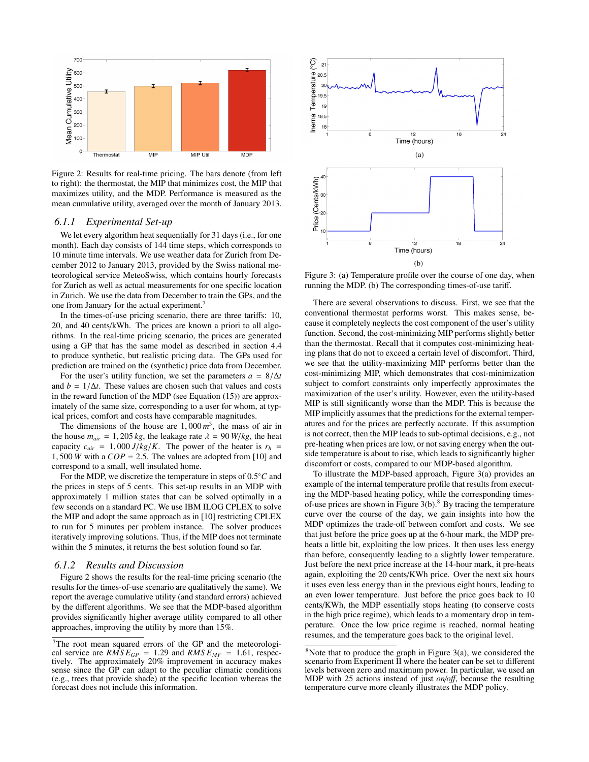Figure 2: Results for real-time pricing. The bars denote (from left to right): the thermostat, the MIP that minimizes cost, the MIP that maximizes utility, and the MDP. Performance is measured as the mean cumulative utility, averaged over the month of January 2013.

### 6.1.1 Experimental Set-up

We let every algorithm heat sequentially for 31 days (i.e., for one month). Each day consists of 144 time steps, which corresponds to 10 minute time intervals. We use weather data for Zurich from December 2012 to January 2013, provided by the Swiss national meteorological service MeteoSwiss, which contains hourly forecasts for Zurich as well as actual measurements for one specific location in Zurich. We use the data from December to train the GPs, and the one from January for the actual experiment.[7]

In the times-of-use pricing scenario, there are three tariffs: 10, 20, and 40 cents/kWh. The prices are known a priori to all algorithms. In the real-time pricing scenario, the prices are generated using a GP that has the same model as described in section 4.4 to produce synthetic, but realistic pricing data. The GPs used for prediction are trained on the (synthetic) price data from December.

For the user's utility function, we set the parameters $a = 8/\Delta t$ and $b = 1/\Delta t$. These values are chosen such that values and costs in the reward function of the MDP (see Equation (15)) are approximately of the same size, corresponding to a user for whom, at typical prices, comfort and costs have comparable magnitudes.

The dimensions of the house are $1,000\,m^3$, the mass of air in the house $m_{air} = 1,205\,kg$, the leakage rate $\lambda = 90\,W/kg$, the heat capacity $c_{air} = 1,000\,J/kg/K$. The power of the heater is $r_h = 1,500\,W$ with a $COP = 2.5$. The values are adopted from [10] and correspond to a small, well insulated home.

For the MDP, we discretize the temperature in steps of $0.5°C$ and the prices in steps of 5 cents. This set-up results in an MDP with approximately 1 million states that can be solved optimally in a few seconds on a standard PC. We use IBM ILOG CPLEX to solve the MIP and adopt the same approach as in [10] restricting CPLEX to run for 5 minutes per problem instance. The solver produces iteratively improving solutions. Thus, if the MIP does not terminate within the 5 minutes, it returns the best solution found so far.

### 6.1.2 Results and Discussion

Figure 2 shows the results for the real-time pricing scenario (the results for the times-of-use scenario are qualitatively the same). We report the average cumulative utility (and standard errors) achieved by the different algorithms. We see that the MDP-based algorithm provides significantly higher average utility compared to all other approaches, improving the utility by more than 15%.

[7] The root mean squared errors of the GP and the meteorological service are $RMSE_{GP} = 1.29$ and $RMSE_{MF} = 1.61$, respectively. The approximately 20% improvement in accuracy makes sense since the GP can adapt to the peculiar climatic conditions (e.g., trees that provide shade) at the specific location whereas the forecast does not include this information.

Figure 3: (a) Temperature profile over the course of one day, when running the MDP. (b) The corresponding times-of-use tariff.

There are several observations to discuss. First, we see that the conventional thermostat performs worst. This makes sense, because it completely neglects the cost component of the user's utility function. Second, the cost-minimizing MIP performs slightly better than the thermostat. Recall that it computes cost-minimizing heating plans that do not to exceed a certain level of discomfort. Third, we see that the utility-maximizing MIP performs better than the cost-minimizing MIP, which demonstrates that cost-minimization subject to comfort constraints only imperfectly approximates the maximization of the user's utility. However, even the utility-based MIP is still significantly worse than the MDP. This is because the MIP implicitly assumes that the predictions for the external temperatures and for the prices are perfectly accurate. If this assumption is not correct, then the MIP leads to sub-optimal decisions, e.g., not pre-heating when prices are low, or not saving energy when the outside temperature is about to rise, which leads to significantly higher discomfort or costs, compared to our MDP-based algorithm.

To illustrate the MDP-based approach, Figure 3(a) provides an example of the internal temperature profile that results from executing the MDP-based heating policy, while the corresponding times-of-use prices are shown in Figure 3(b).[8] By tracing the temperature curve over the course of the day, we gain insights into how the MDP optimizes the trade-off between comfort and costs. We see that just before the price goes up at the 6-hour mark, the MDP pre-heats a little bit, exploiting the low prices. It then uses less energy than before, consequently leading to a slightly lower temperature. Just before the next price increase at the 14-hour mark, it pre-heats again, exploiting the 20 cents/KWh price. Over the next six hours it uses even less energy than in the previous eight hours, leading to an even lower temperature. Just before the price goes back to 10 cents/KWh, the MDP essentially stops heating (to conserve costs in the high price regime), which leads to a momentary drop in temperature. Once the low price regime is reached, normal heating resumes, and the temperature goes back to the original level.

[8] Note that to produce the graph in Figure 3(a), we considered the scenario from Experiment II where the heater can be set to different levels between zero and maximum power. In particular, we used an MDP with 25 actions instead of just *on*/*off*, because the resulting temperature curve more cleanly illustrates the MDP policy.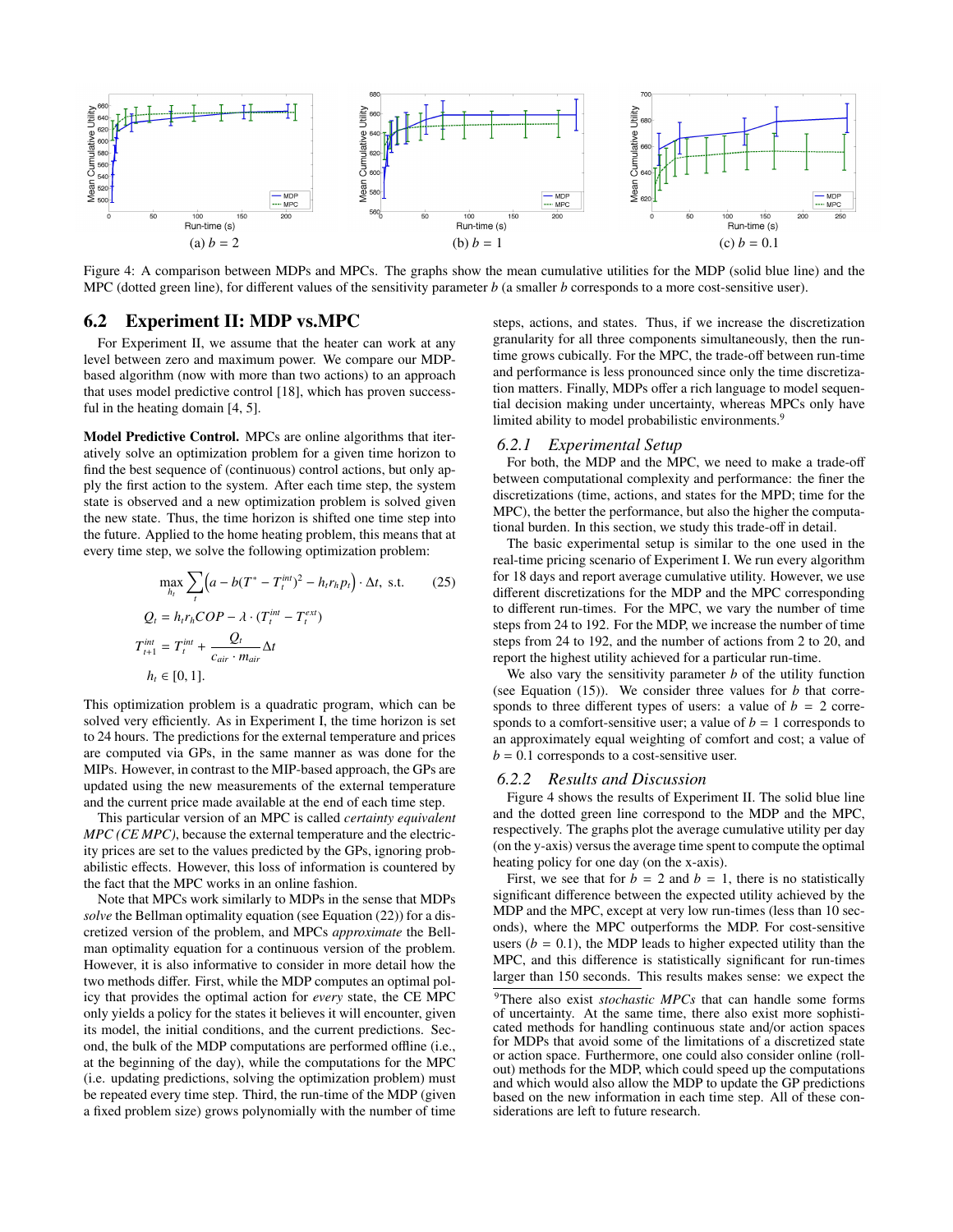Figure 4: A comparison between MDPs and MPCs. The graphs show the mean cumulative utilities for the MDP (solid blue line) and the MPC (dotted green line), for different values of the sensitivity parameter $b$ (a smaller $b$ corresponds to a more cost-sensitive user).

(a) $b = 2$ (b) $b = 1$ (c) $b = 0.1$

## 6.2 Experiment II: MDP vs.MPC

For Experiment II, we assume that the heater can work at any level between zero and maximum power. We compare our MDP-based algorithm (now with more than two actions) to an approach that uses model predictive control [18], which has proven successful in the heating domain [4, 5].

**Model Predictive Control.** MPCs are online algorithms that iteratively solve an optimization problem for a given time horizon to find the best sequence of (continuous) control actions, but only apply the first action to the system. After each time step, the system state is observed and a new optimization problem is solved given the new state. Thus, the time horizon is shifted one time step into the future. Applied to the home heating problem, this means that at every time step, we solve the following optimization problem:

$$\max_{h_t} \sum_t \left(a - b(T^* - T_t^{int})^2 - h_t r_h p_t\right) \cdot \Delta t, \text{ s.t.} \qquad (25)$$

$$Q_t = h_t r_h COP - \lambda \cdot (T_t^{int} - T_t^{ext})$$

$$T_{t+1}^{int} = T_t^{int} + \frac{Q_t}{c_{air} \cdot m_{air}} \Delta t$$

$$h_t \in [0, 1].$$

This optimization problem is a quadratic program, which can be solved very efficiently. As in Experiment I, the time horizon is set to 24 hours. The predictions for the external temperature and prices are computed via GPs, in the same manner as was done for the MIPs. However, in contrast to the MIP-based approach, the GPs are updated using the new measurements of the external temperature and the current price made available at the end of each time step.

This particular version of an MPC is called *certainty equivalent MPC (CE MPC)*, because the external temperature and the electricity prices are set to the values predicted by the GPs, ignoring probabilistic effects. However, this loss of information is countered by the fact that the MPC works in an online fashion.

Note that MPCs work similarly to MDPs in the sense that MDPs *solve* the Bellman optimality equation (see Equation (22)) for a discretized version of the problem, and MPCs *approximate* the Bellman optimality equation for a continuous version of the problem. However, it is also informative to consider in more detail how the two methods differ. First, while the MDP computes an optimal policy that provides the optimal action for *every* state, the CE MPC only yields a policy for the states it believes it will encounter, given its model, the initial conditions, and the current predictions. Second, the bulk of the MDP computations are performed offline (i.e., at the beginning of the day), while the computations for the MPC (i.e. updating predictions, solving the optimization problem) must be repeated every time step. Third, the run-time of the MDP (given a fixed problem size) grows polynomially with the number of time steps, actions, and states. Thus, if we increase the discretization granularity for all three components simultaneously, then the run-time grows cubically. For the MPC, the trade-off between run-time and performance is less pronounced since only the time discretization matters. Finally, MDPs offer a rich language to model sequential decision making under uncertainty, whereas MPCs only have limited ability to model probabilistic environments.[9]

### 6.2.1 Experimental Setup

For both, the MDP and the MPC, we need to make a trade-off between computational complexity and performance: the finer the discretizations (time, actions, and states for the MPD; time for the MPC), the better the performance, but also the higher the computational burden. In this section, we study this trade-off in detail.

The basic experimental setup is similar to the one used in the real-time pricing scenario of Experiment I. We run every algorithm for 18 days and report average cumulative utility. However, we use different discretizations for the MDP and the MPC corresponding to different run-times. For the MPC, we vary the number of time steps from 24 to 192. For the MDP, we increase the number of time steps from 24 to 192, and the number of actions from 2 to 20, and report the highest utility achieved for a particular run-time.

We also vary the sensitivity parameter $b$ of the utility function (see Equation (15)). We consider three values for $b$ that corresponds to three different types of users: a value of $b = 2$ corresponds to a comfort-sensitive user; a value of $b = 1$ corresponds to an approximately equal weighting of comfort and cost; a value of $b = 0.1$ corresponds to a cost-sensitive user.

### 6.2.2 Results and Discussion

Figure 4 shows the results of Experiment II. The solid blue line and the dotted green line correspond to the MDP and the MPC, respectively. The graphs plot the average cumulative utility per day (on the y-axis) versus the average time spent to compute the optimal heating policy for one day (on the x-axis).

First, we see that for $b = 2$ and $b = 1$, there is no statistically significant difference between the expected utility achieved by the MDP and the MPC, except at very low run-times (less than 10 seconds), where the MPC outperforms the MDP. For cost-sensitive users ($b = 0.1$), the MDP leads to higher expected utility than the MPC, and this difference is statistically significant for run-times larger than 150 seconds. This results makes sense: we expect the

[9]There also exist *stochastic MPCs* that can handle some forms of uncertainty. At the same time, there also exist more sophisticated methods for handling continuous state and/or action spaces for MDPs that avoid some of the limitations of a discretized state or action space. Furthermore, one could also consider online (rollout) methods for the MDP, which could speed up the computations and which would also allow the MDP to update the GP predictions based on the new information in each time step. All of these considerations are left to future research.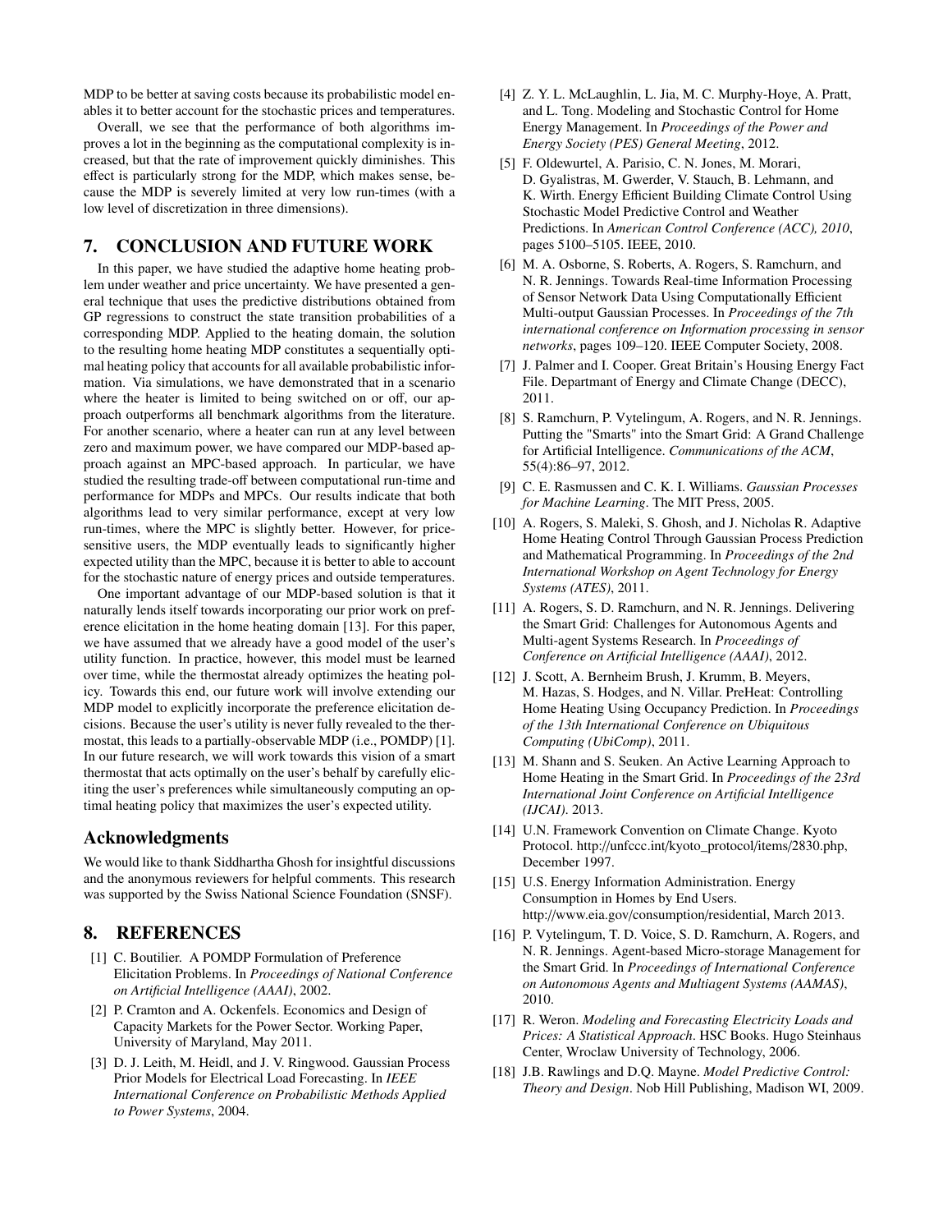MDP to be better at saving costs because its probabilistic model enables it to better account for the stochastic prices and temperatures.

Overall, we see that the performance of both algorithms improves a lot in the beginning as the computational complexity is increased, but that the rate of improvement quickly diminishes. This effect is particularly strong for the MDP, which makes sense, because the MDP is severely limited at very low run-times (with a low level of discretization in three dimensions).

## 7. CONCLUSION AND FUTURE WORK

In this paper, we have studied the adaptive home heating problem under weather and price uncertainty. We have presented a general technique that uses the predictive distributions obtained from GP regressions to construct the state transition probabilities of a corresponding MDP. Applied to the heating domain, the solution to the resulting home heating MDP constitutes a sequentially optimal heating policy that accounts for all available probabilistic information. Via simulations, we have demonstrated that in a scenario where the heater is limited to being switched on or off, our approach outperforms all benchmark algorithms from the literature. For another scenario, where a heater can run at any level between zero and maximum power, we have compared our MDP-based approach against an MPC-based approach. In particular, we have studied the resulting trade-off between computational run-time and performance for MDPs and MPCs. Our results indicate that both algorithms lead to very similar performance, except at very low run-times, where the MPC is slightly better. However, for price-sensitive users, the MDP eventually leads to significantly higher expected utility than the MPC, because it is better to able to account for the stochastic nature of energy prices and outside temperatures.

One important advantage of our MDP-based solution is that it naturally lends itself towards incorporating our prior work on preference elicitation in the home heating domain [13]. For this paper, we have assumed that we already have a good model of the user's utility function. In practice, however, this model must be learned over time, while the thermostat already optimizes the heating policy. Towards this end, our future work will involve extending our MDP model to explicitly incorporate the preference elicitation decisions. Because the user's utility is never fully revealed to the thermostat, this leads to a partially-observable MDP (i.e., POMDP) [1]. In our future research, we will work towards this vision of a smart thermostat that acts optimally on the user's behalf by carefully eliciting the user's preferences while simultaneously computing an optimal heating policy that maximizes the user's expected utility.

### Acknowledgments

We would like to thank Siddhartha Ghosh for insightful discussions and the anonymous reviewers for helpful comments. This research was supported by the Swiss National Science Foundation (SNSF).

## 8. REFERENCES

[1] C. Boutilier. A POMDP Formulation of Preference Elicitation Problems. In *Proceedings of National Conference on Artificial Intelligence (AAAI)*, 2002.

[2] P. Cramton and A. Ockenfels. Economics and Design of Capacity Markets for the Power Sector. Working Paper, University of Maryland, May 2011.

[3] D. J. Leith, M. Heidl, and J. V. Ringwood. Gaussian Process Prior Models for Electrical Load Forecasting. In *IEEE International Conference on Probabilistic Methods Applied to Power Systems*, 2004.

[4] Z. Y. L. McLaughlin, L. Jia, M. C. Murphy-Hoye, A. Pratt, and L. Tong. Modeling and Stochastic Control for Home Energy Management. In *Proceedings of the Power and Energy Society (PES) General Meeting*, 2012.

[5] F. Oldewurtel, A. Parisio, C. N. Jones, M. Morari, D. Gyalistras, M. Gwerder, V. Stauch, B. Lehmann, and K. Wirth. Energy Efficient Building Climate Control Using Stochastic Model Predictive Control and Weather Predictions. In *American Control Conference (ACC), 2010*, pages 5100–5105. IEEE, 2010.

[6] M. A. Osborne, S. Roberts, A. Rogers, S. Ramchurn, and N. R. Jennings. Towards Real-time Information Processing of Sensor Network Data Using Computationally Efficient Multi-output Gaussian Processes. In *Proceedings of the 7th international conference on Information processing in sensor networks*, pages 109–120. IEEE Computer Society, 2008.

[7] J. Palmer and I. Cooper. Great Britain's Housing Energy Fact File. Department of Energy and Climate Change (DECC), 2011.

[8] S. Ramchurn, P. Vytelingum, A. Rogers, and N. R. Jennings. Putting the "Smarts" into the Smart Grid: A Grand Challenge for Artificial Intelligence. *Communications of the ACM*, 55(4):86–97, 2012.

[9] C. E. Rasmussen and C. K. I. Williams. *Gaussian Processes for Machine Learning*. The MIT Press, 2005.

[10] A. Rogers, S. Maleki, S. Ghosh, and J. Nicholas R. Adaptive Home Heating Control Through Gaussian Process Prediction and Mathematical Programming. In *Proceedings of the 2nd International Workshop on Agent Technology for Energy Systems (ATES)*, 2011.

[11] A. Rogers, S. D. Ramchurn, and N. R. Jennings. Delivering the Smart Grid: Challenges for Autonomous Agents and Multi-agent Systems Research. In *Proceedings of Conference on Artificial Intelligence (AAAI)*, 2012.

[12] J. Scott, A. Bernheim Brush, J. Krumm, B. Meyers, M. Hazas, S. Hodges, and N. Villar. PreHeat: Controlling Home Heating Using Occupancy Prediction. In *Proceedings of the 13th International Conference on Ubiquitous Computing (UbiComp)*, 2011.

[13] M. Shann and S. Seuken. An Active Learning Approach to Home Heating in the Smart Grid. In *Proceedings of the 23rd International Joint Conference on Artificial Intelligence (IJCAI)*. 2013.

[14] U.N. Framework Convention on Climate Change. Kyoto Protocol. http://unfccc.int/kyoto_protocol/items/2830.php, December 1997.

[15] U.S. Energy Information Administration. Energy Consumption in Homes by End Users. http://www.eia.gov/consumption/residential, March 2013.

[16] P. Vytelingum, T. D. Voice, S. D. Ramchurn, A. Rogers, and N. R. Jennings. Agent-based Micro-storage Management for the Smart Grid. In *Proceedings of International Conference on Autonomous Agents and Multiagent Systems (AAMAS)*, 2010.

[17] R. Weron. *Modeling and Forecasting Electricity Loads and Prices: A Statistical Approach*. HSC Books. Hugo Steinhaus Center, Wroclaw University of Technology, 2006.

[18] J.B. Rawlings and D.Q. Mayne. *Model Predictive Control: Theory and Design*. Nob Hill Publishing, Madison WI, 2009.